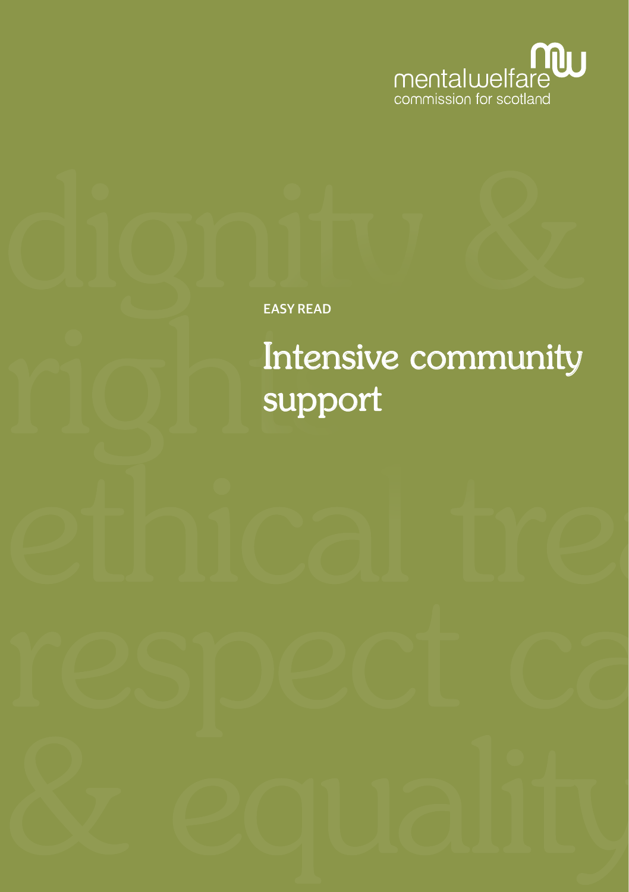mentalwelfare commission for scotland

EASY READ

# Intensive community support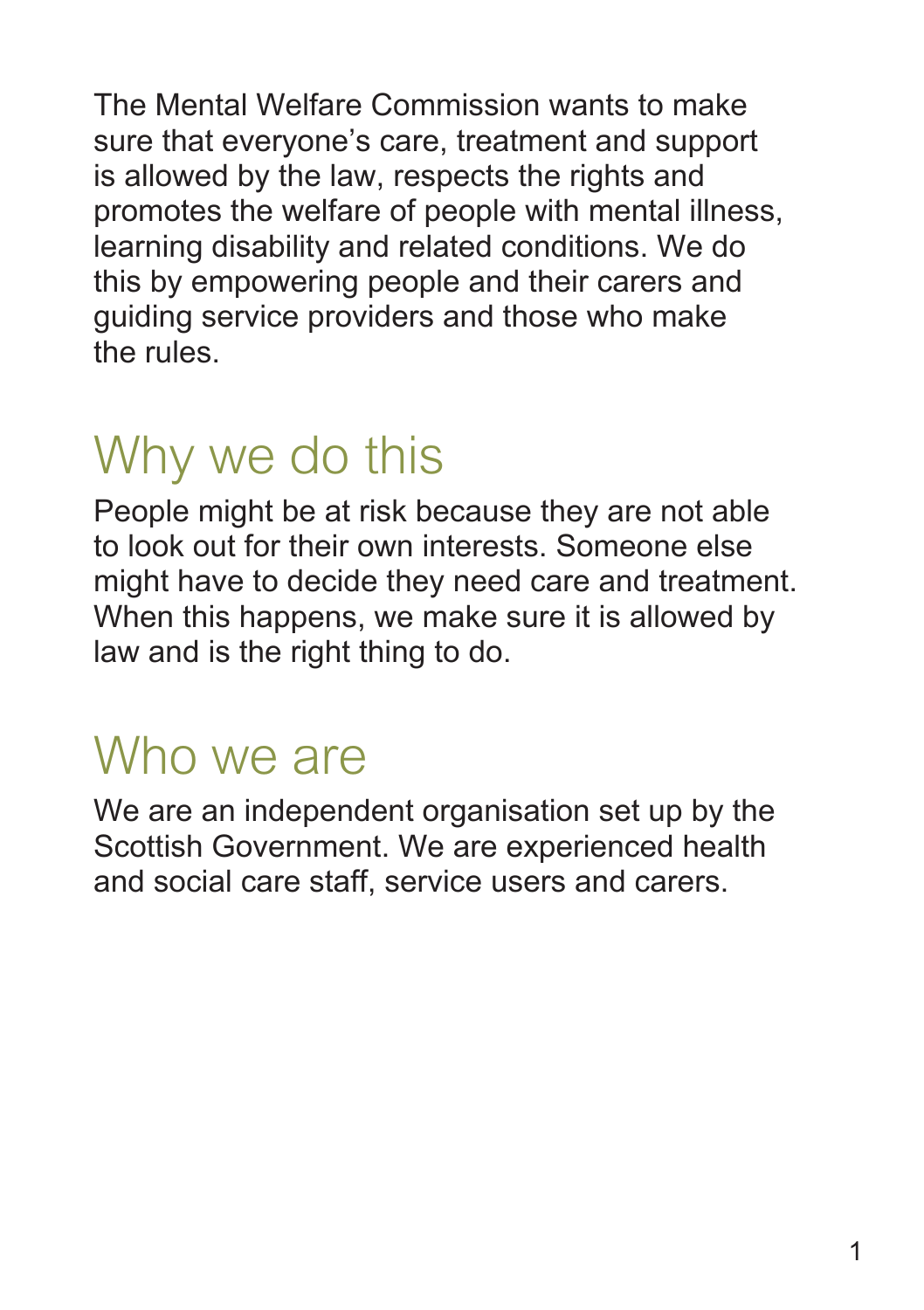The Mental Welfare Commission wants to make sure that everyone's care, treatment and support is allowed by the law, respects the rights and promotes the welfare of people with mental illness, learning disability and related conditions. We do this by empowering people and their carers and guiding service providers and those who make the rules.

## Why we do this

People might be at risk because they are not able to look out for their own interests. Someone else might have to decide they need care and treatment. When this happens, we make sure it is allowed by law and is the right thing to do.

## Who we are

We are an independent organisation set up by the Scottish Government. We are experienced health and social care staff, service users and carers.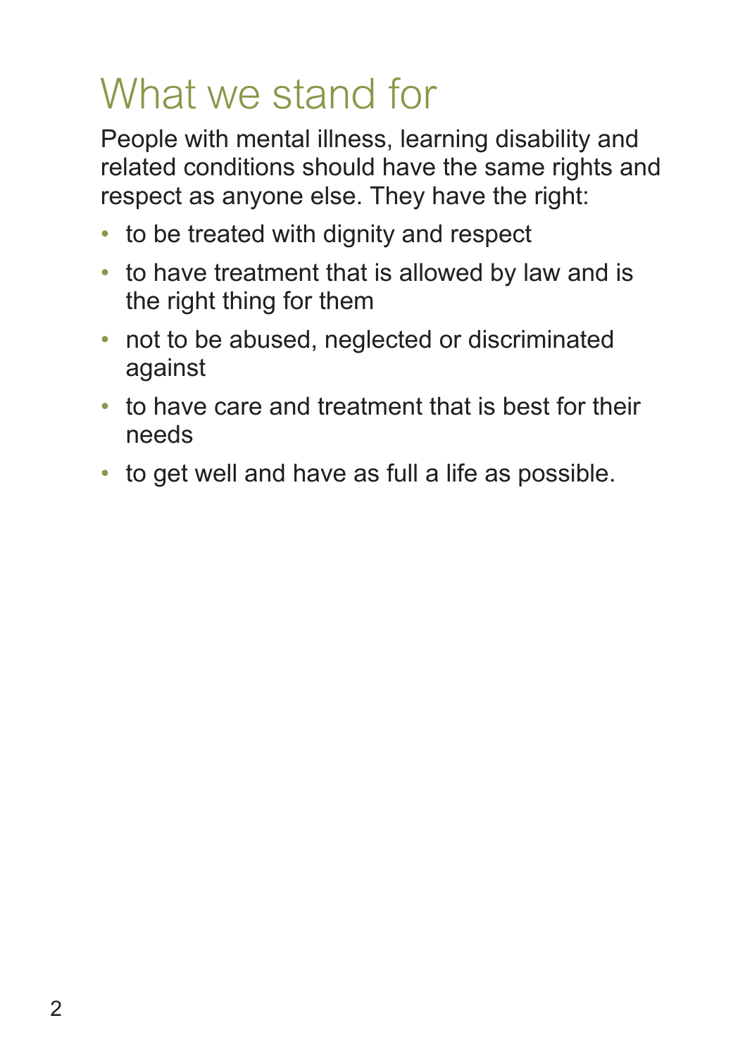# What we stand for

People with mental illness, learning disability and related conditions should have the same rights and respect as anyone else. They have the right:

- to be treated with dignity and respect
- to have treatment that is allowed by law and is the right thing for them
- not to be abused, neglected or discriminated against
- to have care and treatment that is best for their needs
- to get well and have as full a life as possible.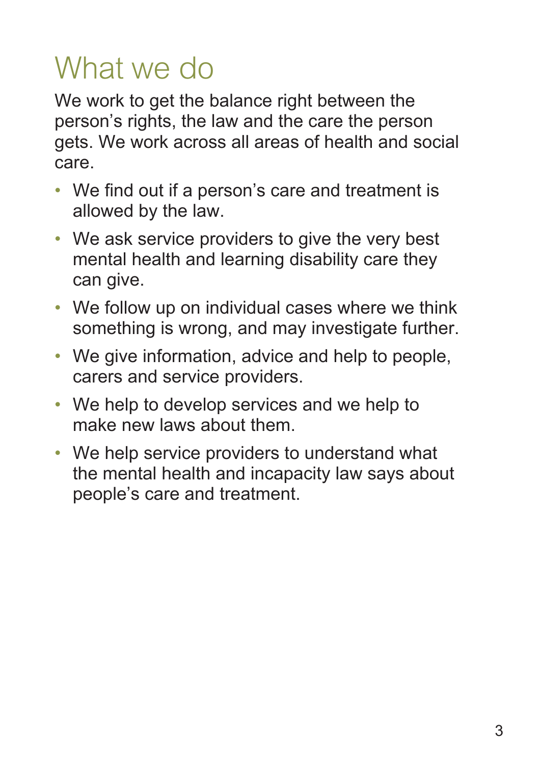# What we do

We work to get the balance right between the person's rights, the law and the care the person gets. We work across all areas of health and social care.

- We find out if a person's care and treatment is allowed by the law.
- We ask service providers to give the very best mental health and learning disability care they can give.
- We follow up on individual cases where we think something is wrong, and may investigate further.
- We give information, advice and help to people, carers and service providers.
- We help to develop services and we help to make new laws about them.
- We help service providers to understand what the mental health and incapacity law says about people's care and treatment.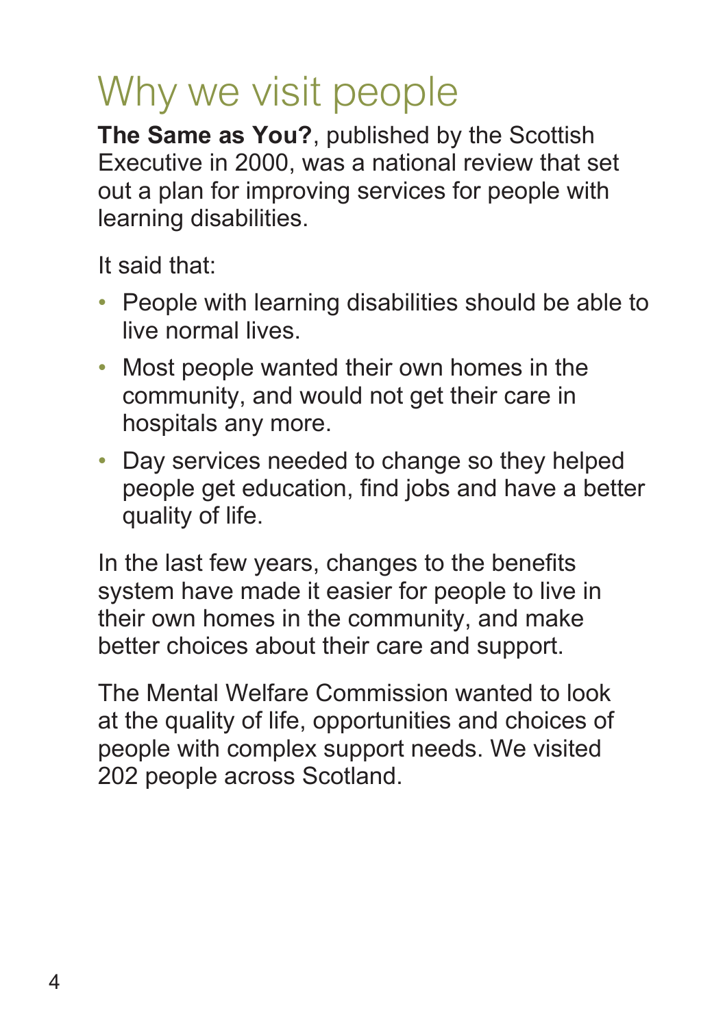# Why we visit people

**The Same as You?**, published by the Scottish Executive in 2000, was a national review that set out a plan for improving services for people with learning disabilities.

It said that:

- People with learning disabilities should be able to live normal lives.
- Most people wanted their own homes in the community, and would not get their care in hospitals any more.
- Day services needed to change so they helped people get education, find jobs and have a better quality of life.

In the last few years, changes to the benefits system have made it easier for people to live in their own homes in the community, and make better choices about their care and support.

The Mental Welfare Commission wanted to look at the quality of life, opportunities and choices of people with complex support needs. We visited 202 people across Scotland.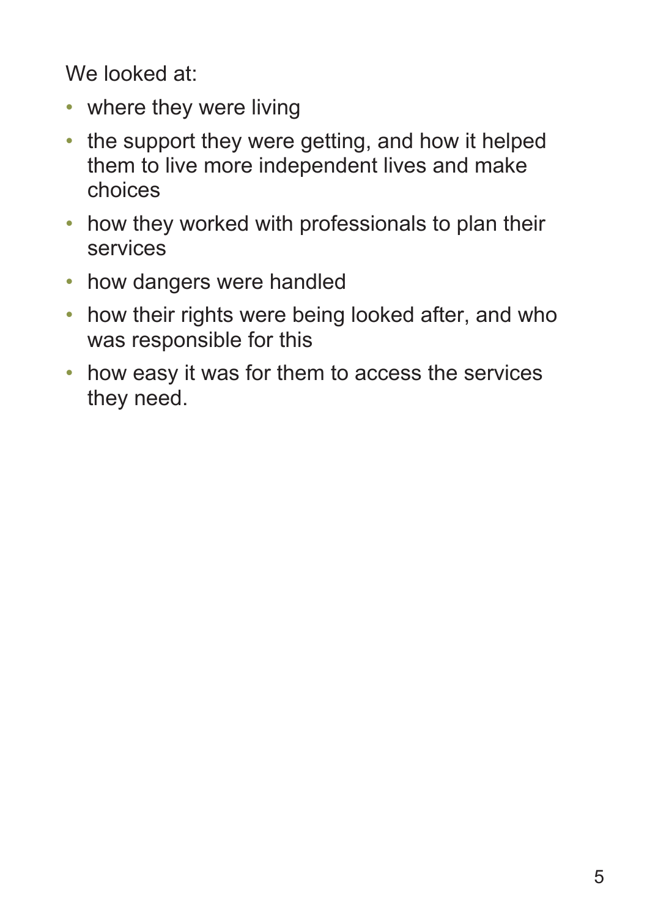We looked at:

- where they were living
- the support they were getting, and how it helped them to live more independent lives and make choices
- how they worked with professionals to plan their services
- how dangers were handled
- how their rights were being looked after, and who was responsible for this
- how easy it was for them to access the services they need.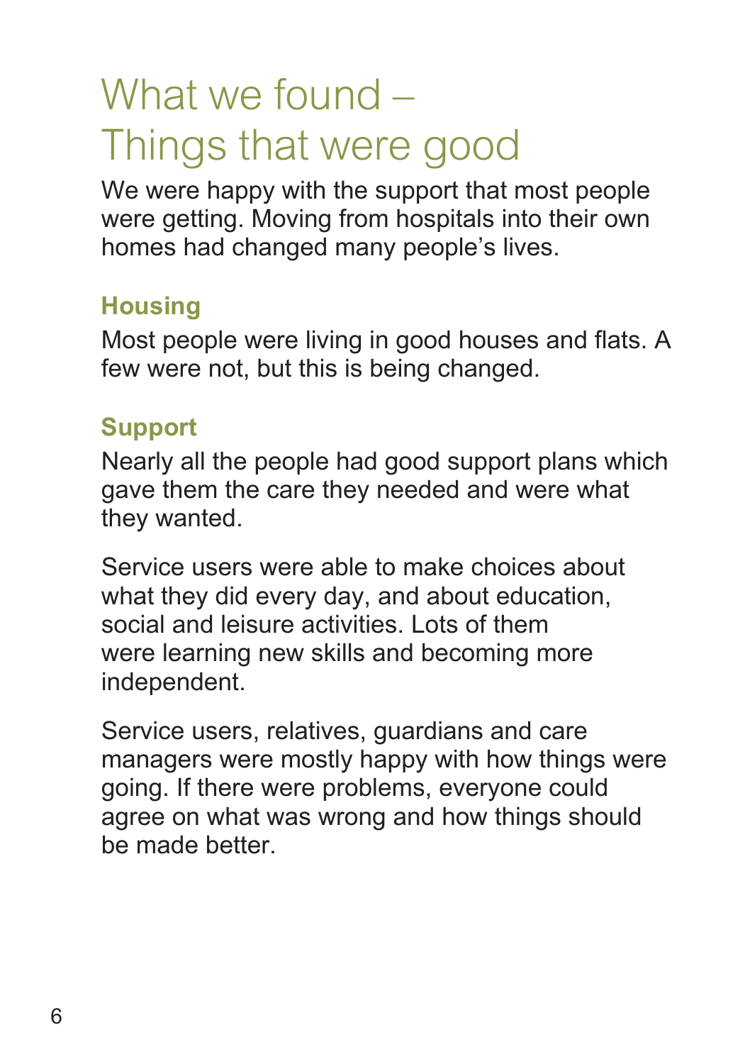# What we found – Things that were good

We were happy with the support that most people were getting. Moving from hospitals into their own homes had changed many people's lives.

## Housing

Most people were living in good houses and flats. A few were not, but this is being changed.

## Support

Nearly all the people had good support plans which gave them the care they needed and were what they wanted.

Service users were able to make choices about what they did every day, and about education, social and leisure activities. Lots of them were learning new skills and becoming more independent.

Service users, relatives, guardians and care managers were mostly happy with how things were going. If there were problems, everyone could agree on what was wrong and how things should be made better.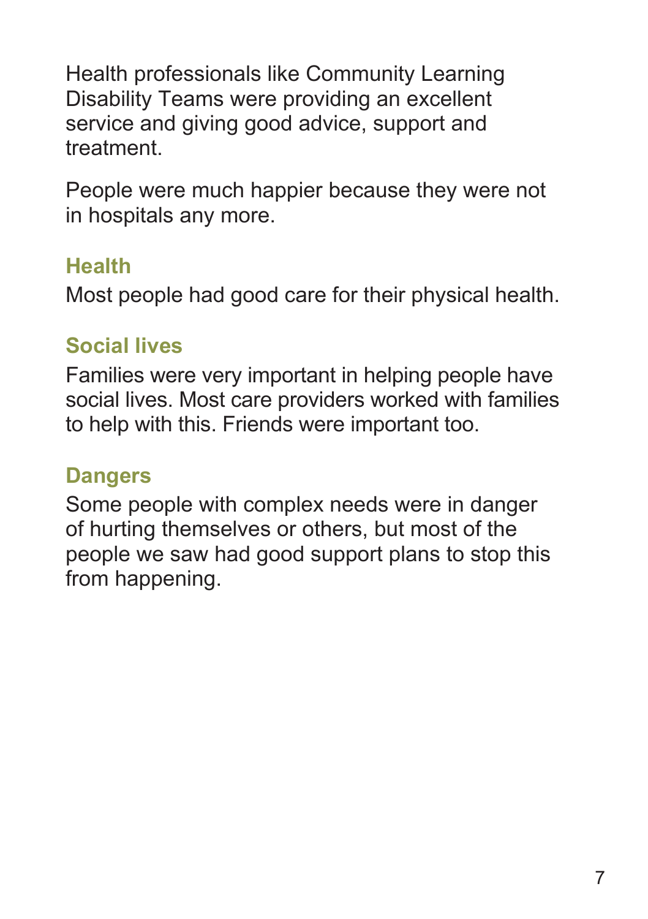Health professionals like Community Learning Disability Teams were providing an excellent service and giving good advice, support and treatment.

People were much happier because they were not in hospitals any more.

### Health

Most people had good care for their physical health.

### Social lives

Families were very important in helping people have social lives. Most care providers worked with families to help with this. Friends were important too.

### Dangers

Some people with complex needs were in danger of hurting themselves or others, but most of the people we saw had good support plans to stop this from happening.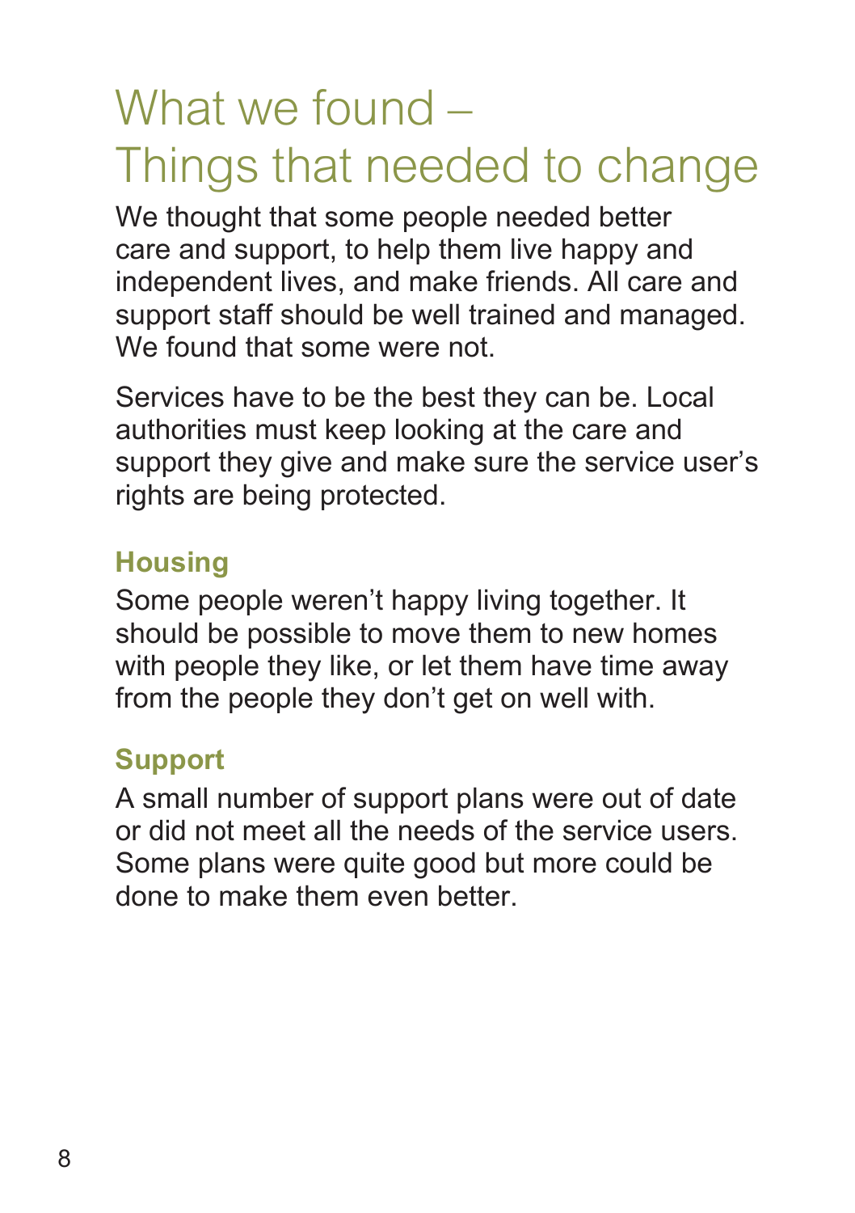# What we found – Things that needed to change

We thought that some people needed better care and support, to help them live happy and independent lives, and make friends. All care and support staff should be well trained and managed. We found that some were not.

Services have to be the best they can be. Local authorities must keep looking at the care and support they give and make sure the service user's rights are being protected.

## Housing

Some people weren't happy living together. It should be possible to move them to new homes with people they like, or let them have time away from the people they don't get on well with.

## Support

A small number of support plans were out of date or did not meet all the needs of the service users. Some plans were quite good but more could be done to make them even better.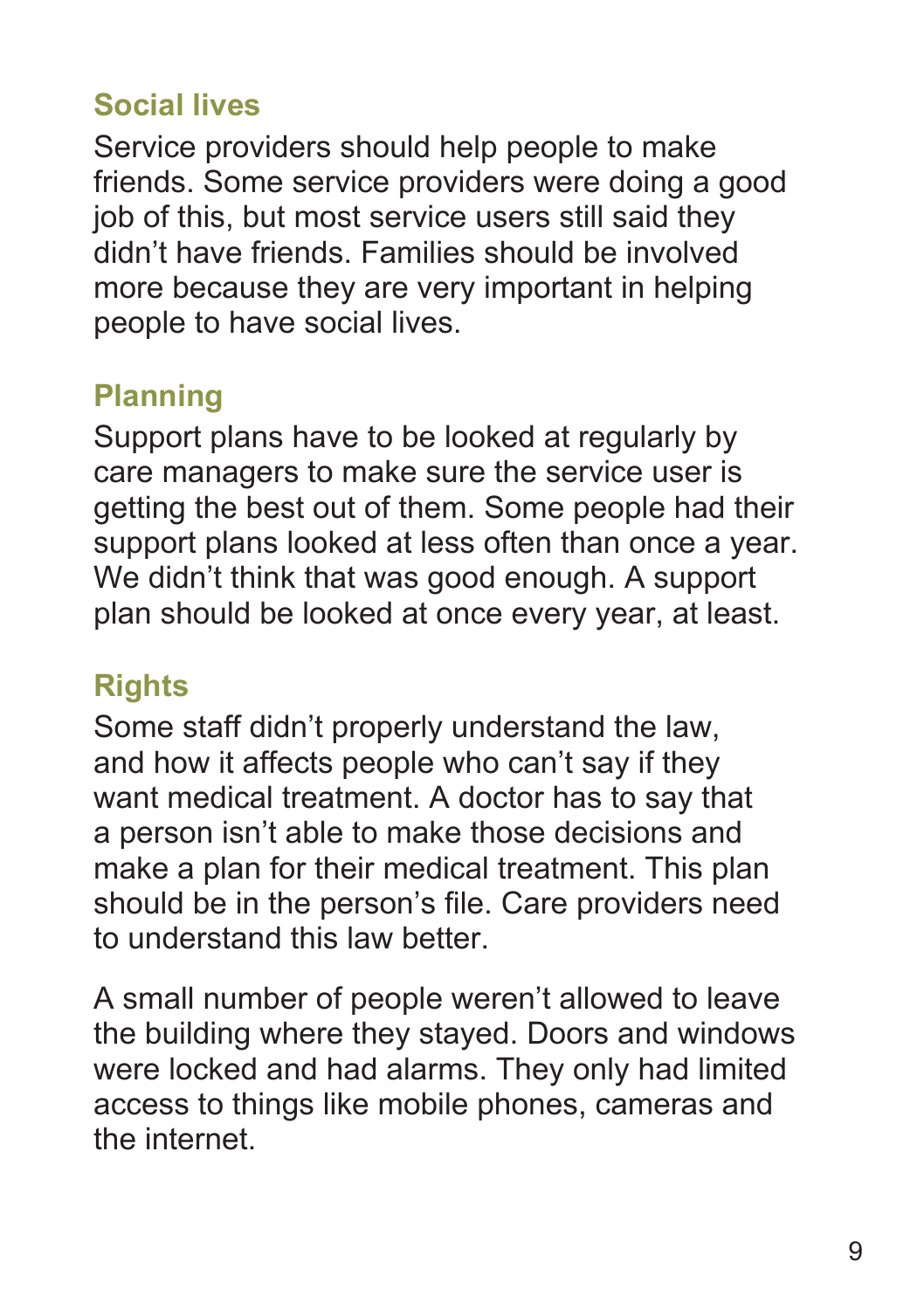## Social lives

Service providers should help people to make friends. Some service providers were doing a good job of this, but most service users still said they didn't have friends. Families should be involved more because they are very important in helping people to have social lives.

## Planning

Support plans have to be looked at regularly by care managers to make sure the service user is getting the best out of them. Some people had their support plans looked at less often than once a year. We didn't think that was good enough. A support plan should be looked at once every year, at least.

## Rights

Some staff didn't properly understand the law, and how it affects people who can't say if they want medical treatment. A doctor has to say that a person isn't able to make those decisions and make a plan for their medical treatment. This plan should be in the person's file. Care providers need to understand this law better.

A small number of people weren't allowed to leave the building where they stayed. Doors and windows were locked and had alarms. They only had limited access to things like mobile phones, cameras and the internet.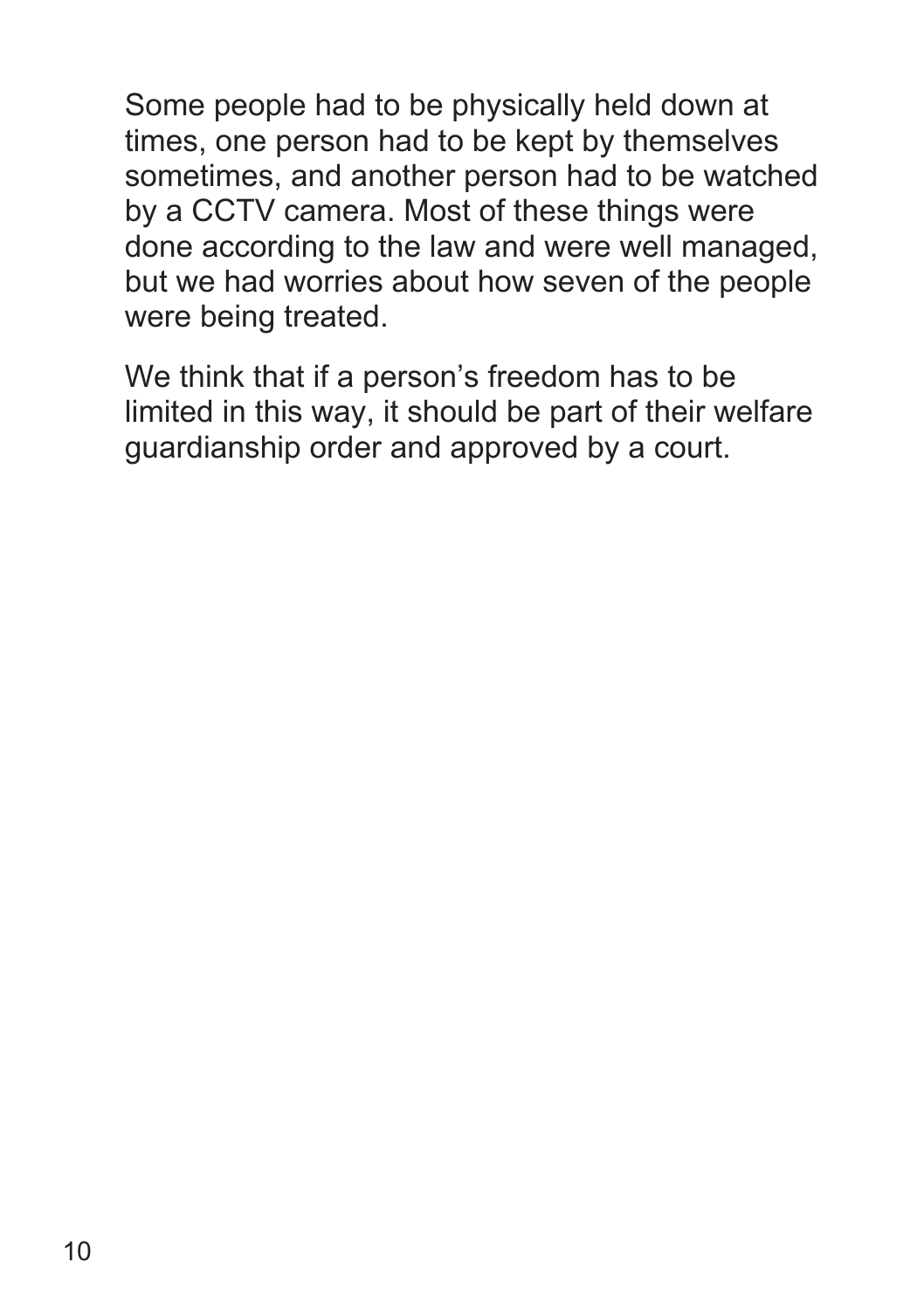Some people had to be physically held down at times, one person had to be kept by themselves sometimes, and another person had to be watched by a CCTV camera. Most of these things were done according to the law and were well managed, but we had worries about how seven of the people were being treated.

We think that if a person's freedom has to be limited in this way, it should be part of their welfare guardianship order and approved by a court.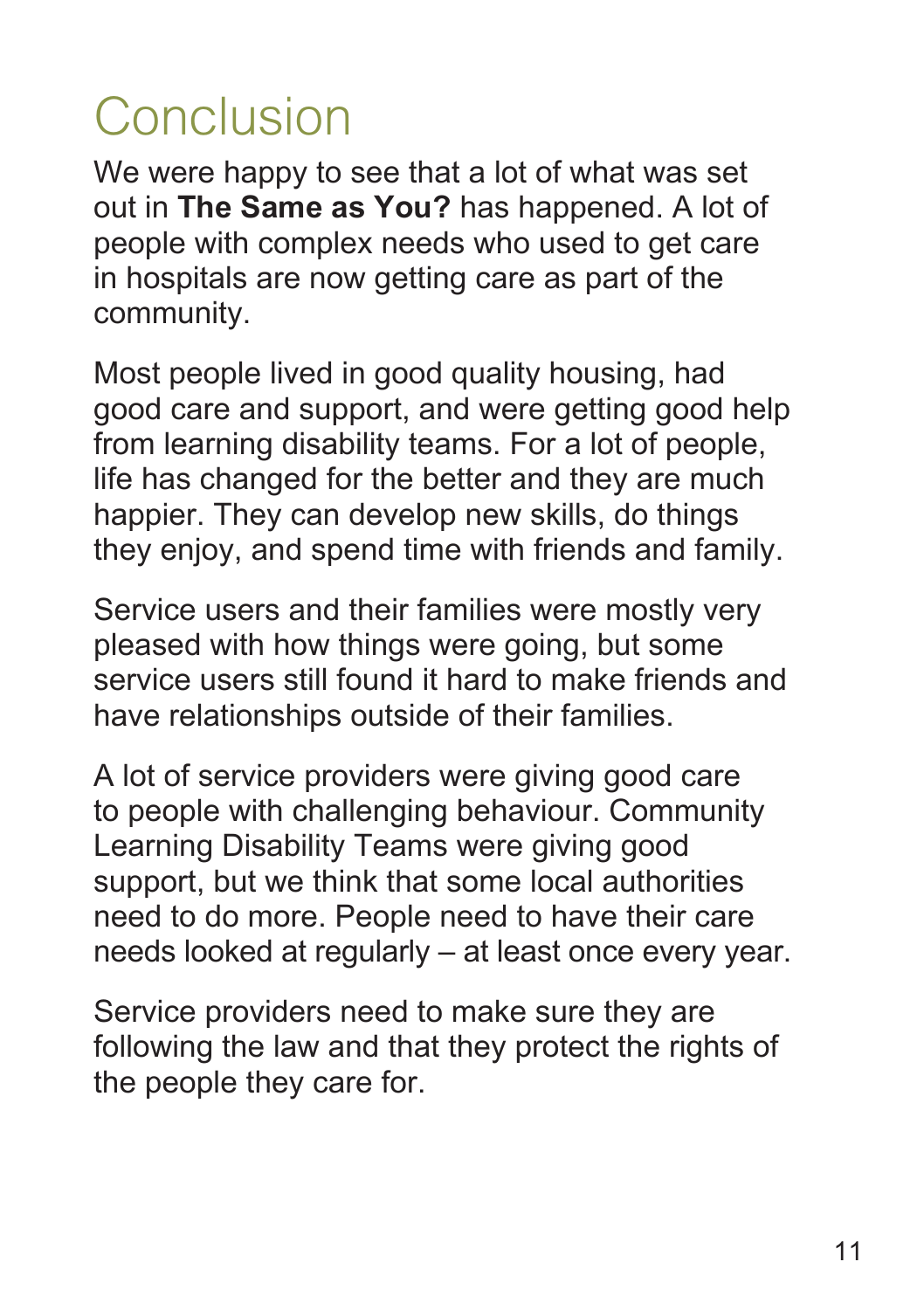# Conclusion

We were happy to see that a lot of what was set out in **The Same as You?** has happened. A lot of people with complex needs who used to get care in hospitals are now getting care as part of the community.

Most people lived in good quality housing, had good care and support, and were getting good help from learning disability teams. For a lot of people, life has changed for the better and they are much happier. They can develop new skills, do things they enjoy, and spend time with friends and family.

Service users and their families were mostly very pleased with how things were going, but some service users still found it hard to make friends and have relationships outside of their families.

A lot of service providers were giving good care to people with challenging behaviour. Community Learning Disability Teams were giving good support, but we think that some local authorities need to do more. People need to have their care needs looked at regularly – at least once every year.

Service providers need to make sure they are following the law and that they protect the rights of the people they care for.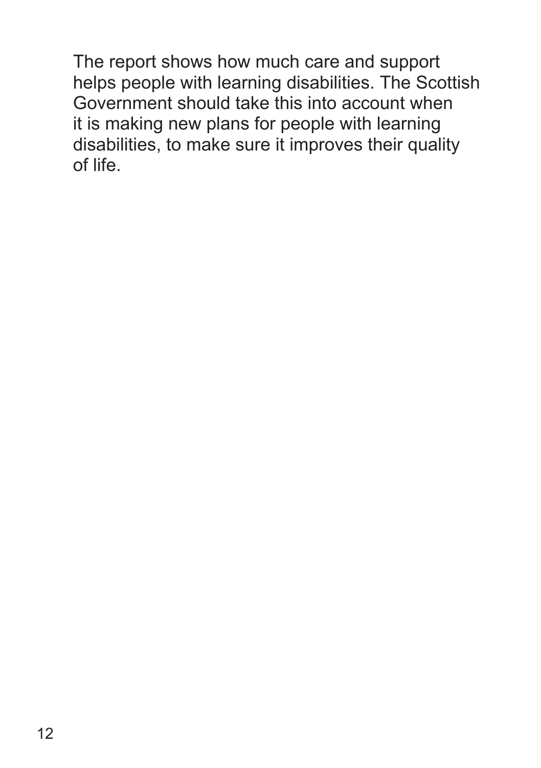The report shows how much care and support helps people with learning disabilities. The Scottish Government should take this into account when it is making new plans for people with learning disabilities, to make sure it improves their quality of life.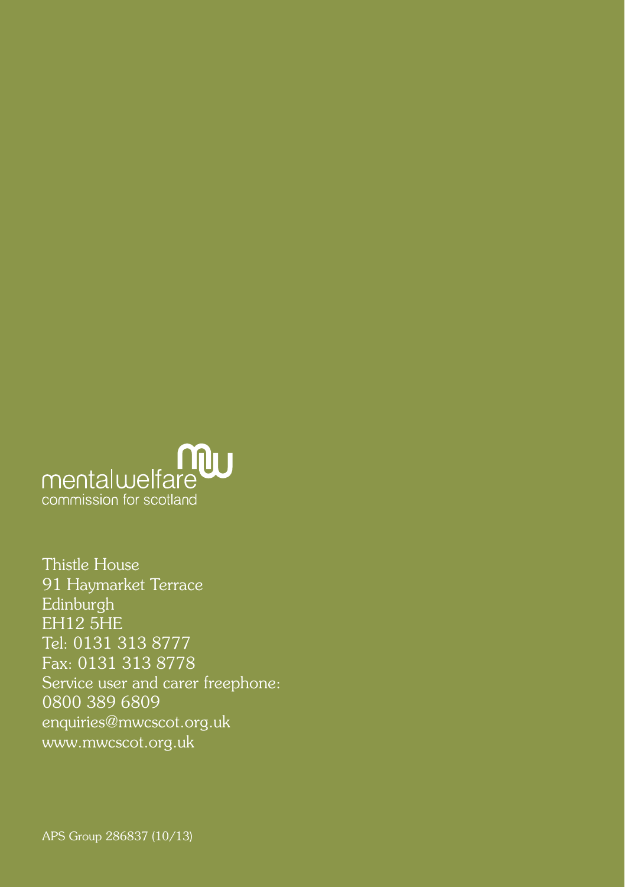mental welfare
commission for scotland

Thistle House
91 Haymarket Terrace
Edinburgh
EH12 5HE
Tel: 0131 313 8777
Fax: 0131 313 8778
Service user and carer freephone:
0800 389 6809
enquiries@mwcscot.org.uk
www.mwcscot.org.uk

APS Group 286837 (10/13)